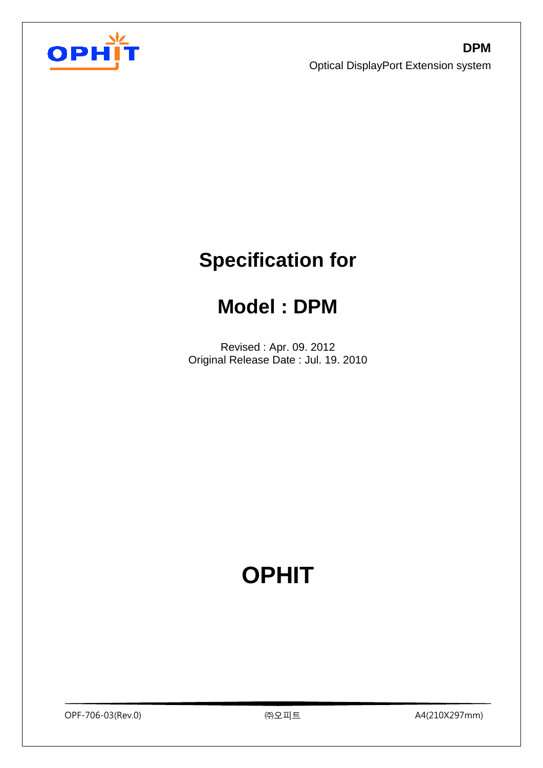# Specification for

# Model : DPM

Revised : Apr. 09. 2012
Original Release Date : Jul. 19. 2010

# OPHIT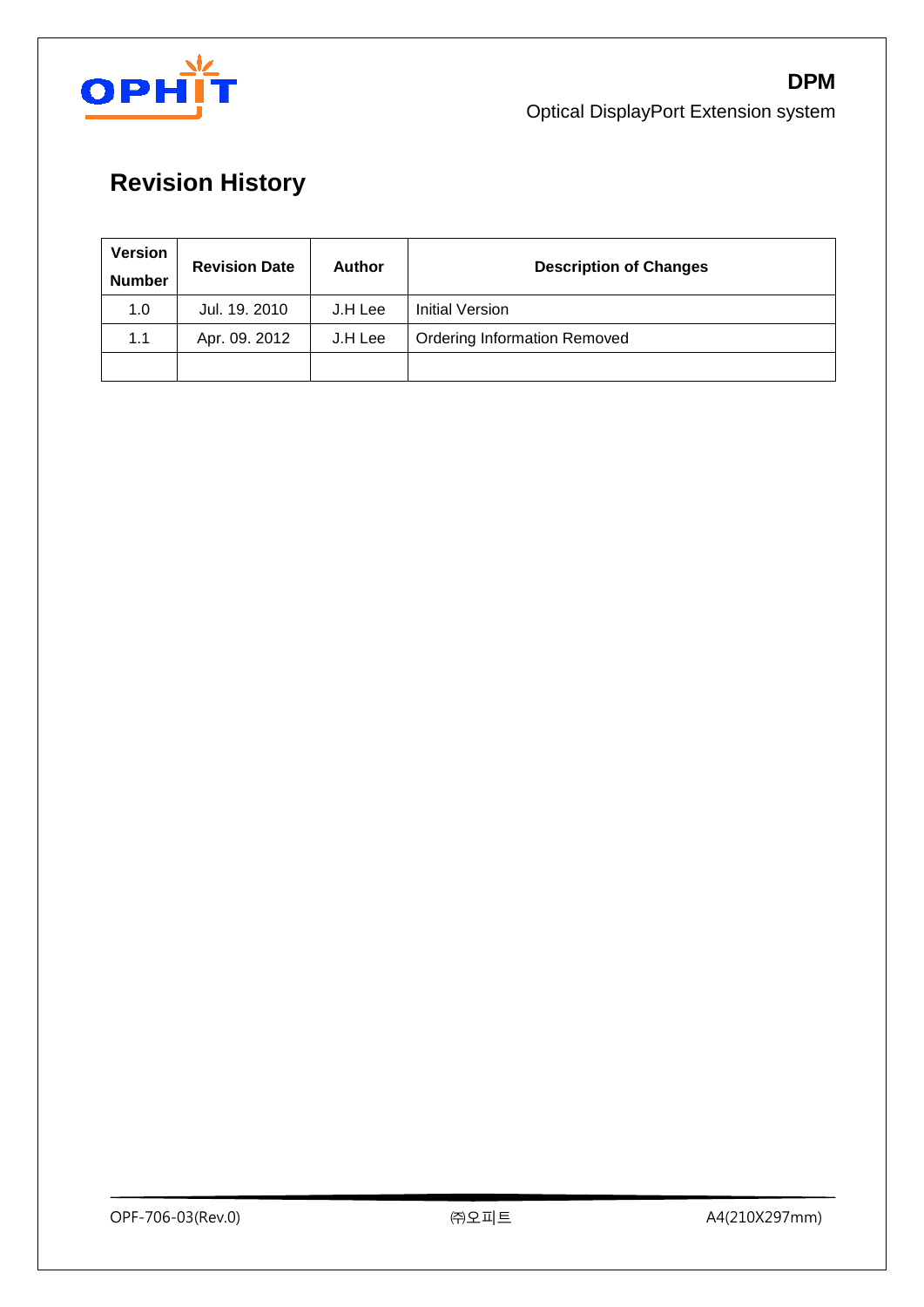# Revision History

| Version Number | Revision Date | Author | Description of Changes |
|---|---|---|---|
| 1.0 | Jul. 19. 2010 | J.H Lee | Initial Version |
| 1.1 | Apr. 09. 2012 | J.H Lee | Ordering Information Removed |
| | | | |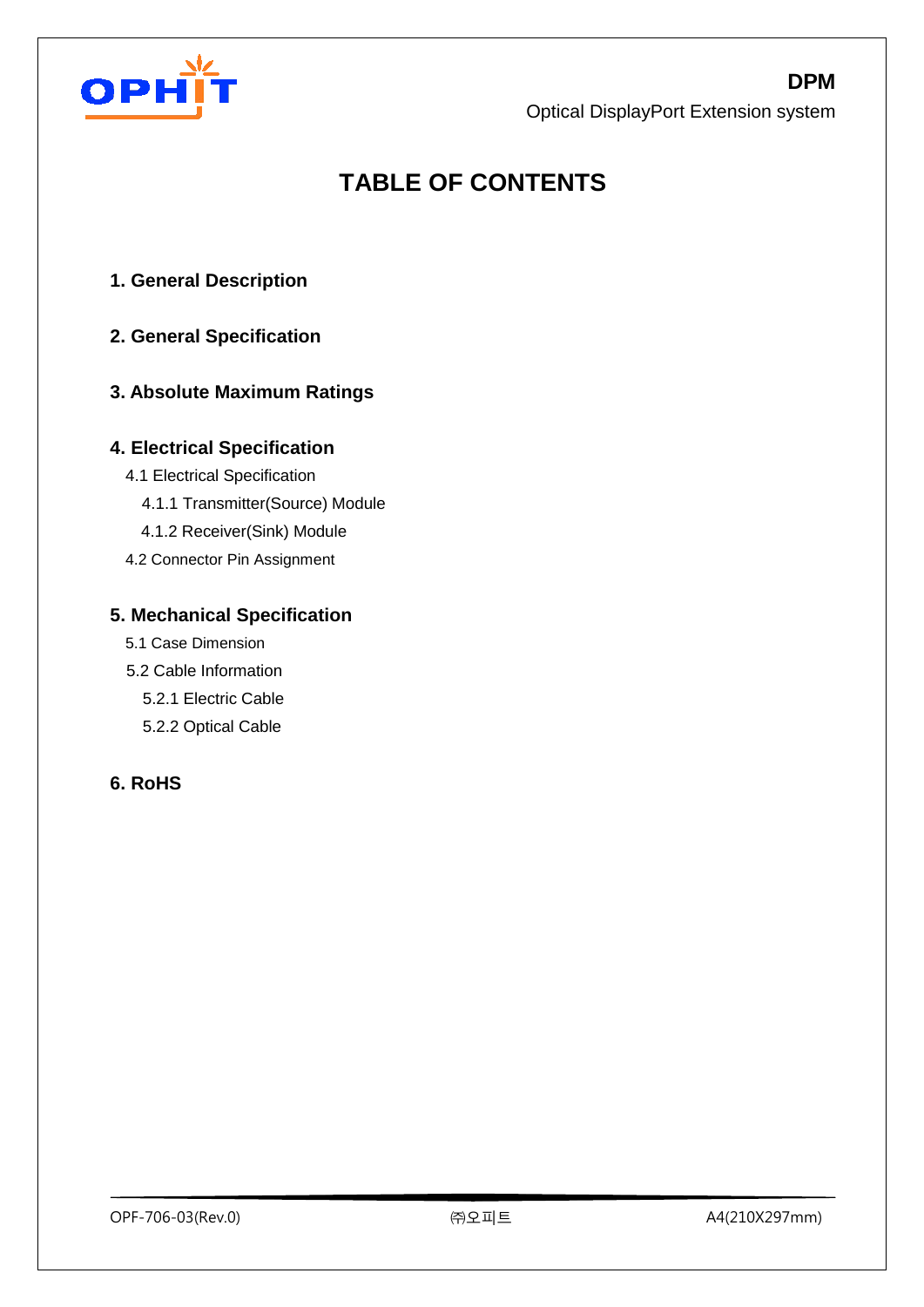# TABLE OF CONTENTS

**1. General Description**

**2. General Specification**

**3. Absolute Maximum Ratings**

**4. Electrical Specification**

- 4.1 Electrical Specification
  - 4.1.1 Transmitter(Source) Module
  - 4.1.2 Receiver(Sink) Module
- 4.2 Connector Pin Assignment

**5. Mechanical Specification**

- 5.1 Case Dimension
- 5.2 Cable Information
  - 5.2.1 Electric Cable
  - 5.2.2 Optical Cable

**6. RoHS**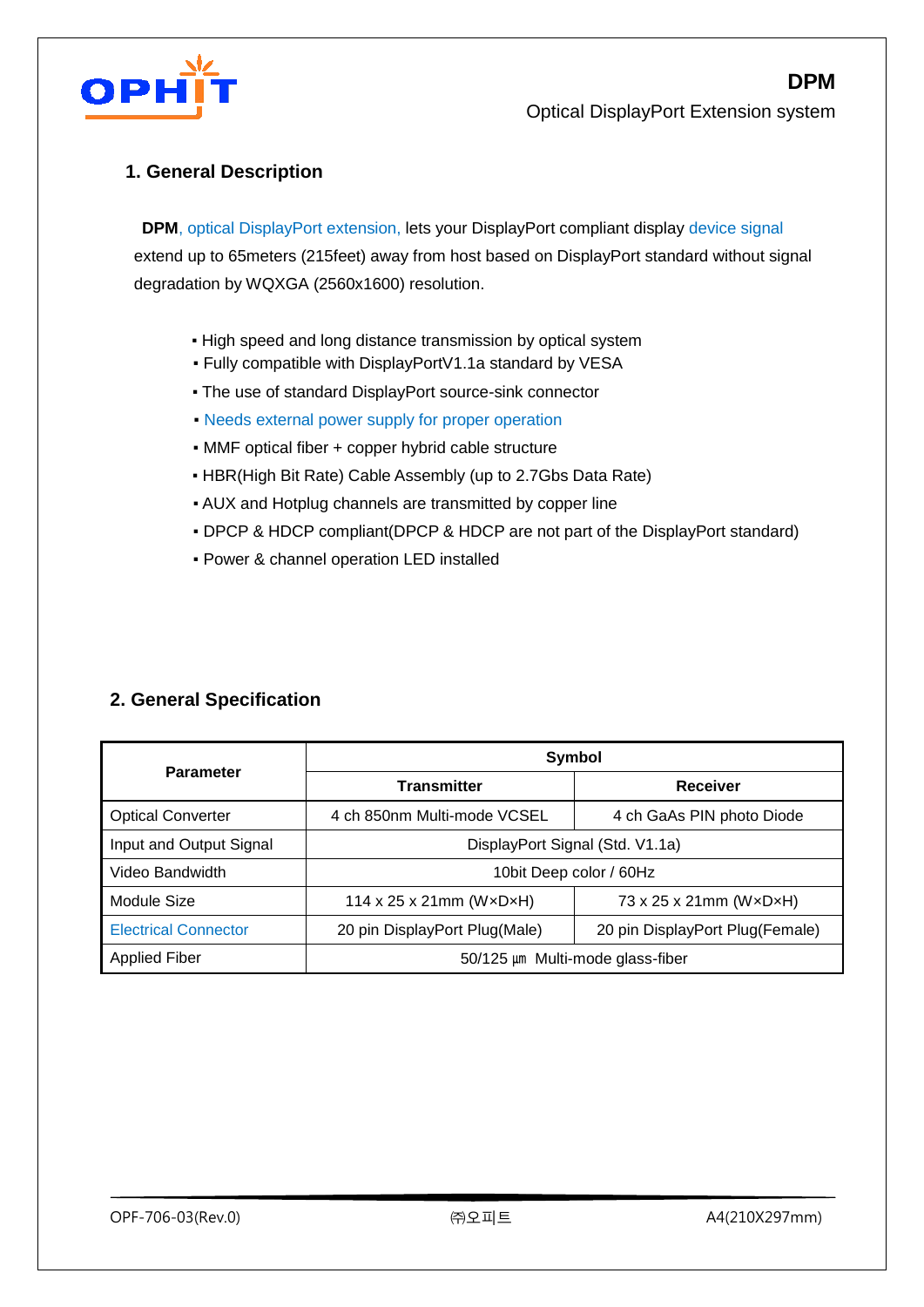## 1. General Description

**DPM**, optical DisplayPort extension, lets your DisplayPort compliant display device signal extend up to 65meters (215feet) away from host based on DisplayPort standard without signal degradation by WQXGA (2560x1600) resolution.

- High speed and long distance transmission by optical system
- Fully compatible with DisplayPortV1.1a standard by VESA
- The use of standard DisplayPort source-sink connector
- Needs external power supply for proper operation
- MMF optical fiber + copper hybrid cable structure
- HBR(High Bit Rate) Cable Assembly (up to 2.7Gbs Data Rate)
- AUX and Hotplug channels are transmitted by copper line
- DPCP & HDCP compliant(DPCP & HDCP are not part of the DisplayPort standard)
- Power & channel operation LED installed

## 2. General Specification

| Parameter | Symbol | |
|---|---|---|
| | **Transmitter** | **Receiver** |
| Optical Converter | 4 ch 850nm Multi-mode VCSEL | 4 ch GaAs PIN photo Diode |
| Input and Output Signal | DisplayPort Signal (Std. V1.1a) | |
| Video Bandwidth | 10bit Deep color / 60Hz | |
| Module Size | 114 x 25 x 21mm (W×D×H) | 73 x 25 x 21mm (W×D×H) |
| Electrical Connector | 20 pin DisplayPort Plug(Male) | 20 pin DisplayPort Plug(Female) |
| Applied Fiber | 50/125 ㎛ Multi-mode glass-fiber | |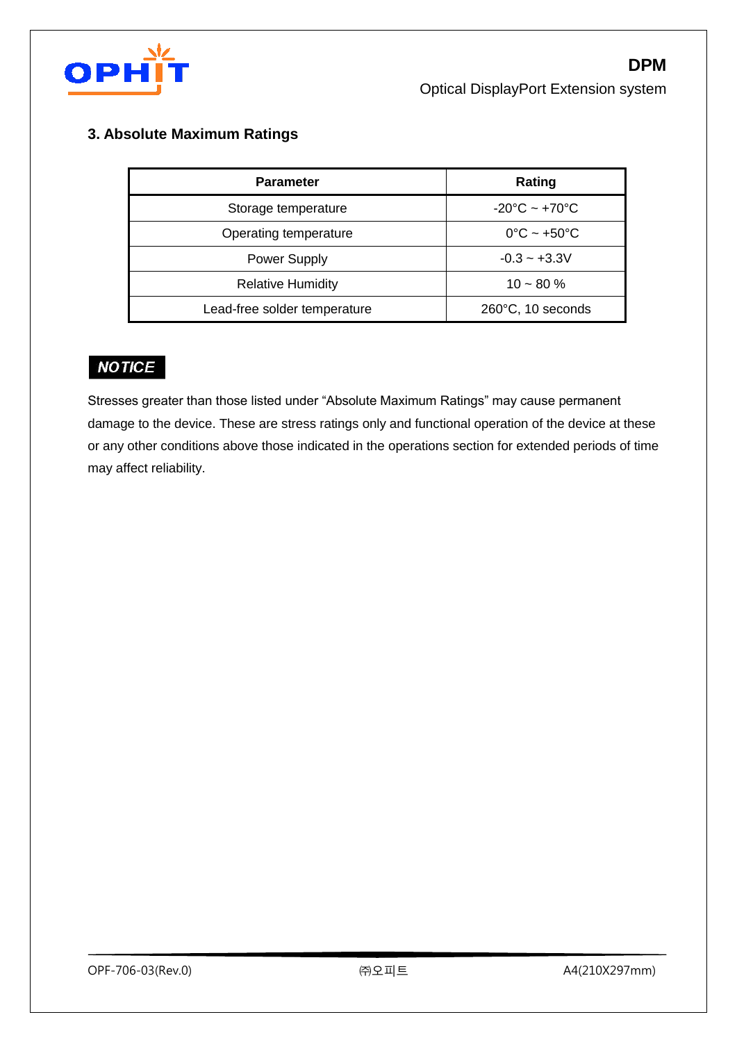## 3. Absolute Maximum Ratings

| Parameter | Rating |
|---|---|
| Storage temperature | -20°C ~ +70°C |
| Operating temperature | 0°C ~ +50°C |
| Power Supply | -0.3 ~ +3.3V |
| Relative Humidity | 10 ~ 80 % |
| Lead-free solder temperature | 260°C, 10 seconds |

***NOTICE***

Stresses greater than those listed under “Absolute Maximum Ratings” may cause permanent damage to the device. These are stress ratings only and functional operation of the device at these or any other conditions above those indicated in the operations section for extended periods of time may affect reliability.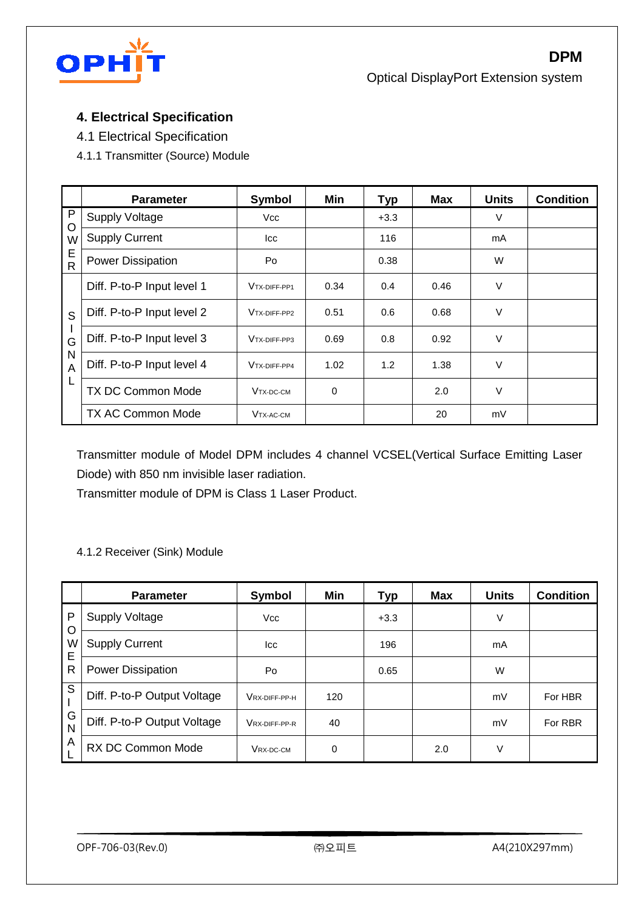# 4. Electrical Specification

## 4.1 Electrical Specification

### 4.1.1 Transmitter (Source) Module

| | Parameter | Symbol | Min | Typ | Max | Units | Condition |
|---|---|---|---|---|---|---|---|
| POWER | Supply Voltage | Vcc | | +3.3 | | V | |
| | Supply Current | Icc | | 116 | | mA | |
| | Power Dissipation | Po | | 0.38 | | W | |
| SIGNAL | Diff. P-to-P Input level 1 | $V_{TX\text{-}DIFF\text{-}PP1}$ | 0.34 | 0.4 | 0.46 | V | |
| | Diff. P-to-P Input level 2 | $V_{TX\text{-}DIFF\text{-}PP2}$ | 0.51 | 0.6 | 0.68 | V | |
| | Diff. P-to-P Input level 3 | $V_{TX\text{-}DIFF\text{-}PP3}$ | 0.69 | 0.8 | 0.92 | V | |
| | Diff. P-to-P Input level 4 | $V_{TX\text{-}DIFF\text{-}PP4}$ | 1.02 | 1.2 | 1.38 | V | |
| | TX DC Common Mode | $V_{TX\text{-}DC\text{-}CM}$ | 0 | | 2.0 | V | |
| | TX AC Common Mode | $V_{TX\text{-}AC\text{-}CM}$ | | | 20 | mV | |

Transmitter module of Model DPM includes 4 channel VCSEL(Vertical Surface Emitting Laser Diode) with 850 nm invisible laser radiation.
Transmitter module of DPM is Class 1 Laser Product.

### 4.1.2 Receiver (Sink) Module

| | Parameter | Symbol | Min | Typ | Max | Units | Condition |
|---|---|---|---|---|---|---|---|
| POWER | Supply Voltage | Vcc | | +3.3 | | V | |
| | Supply Current | Icc | | 196 | | mA | |
| | Power Dissipation | Po | | 0.65 | | W | |
| SIGNAL | Diff. P-to-P Output Voltage | $V_{RX\text{-}DIFF\text{-}PP\text{-}H}$ | 120 | | | mV | For HBR |
| | Diff. P-to-P Output Voltage | $V_{RX\text{-}DIFF\text{-}PP\text{-}R}$ | 40 | | | mV | For RBR |
| | RX DC Common Mode | $V_{RX\text{-}DC\text{-}CM}$ | 0 | | 2.0 | V | |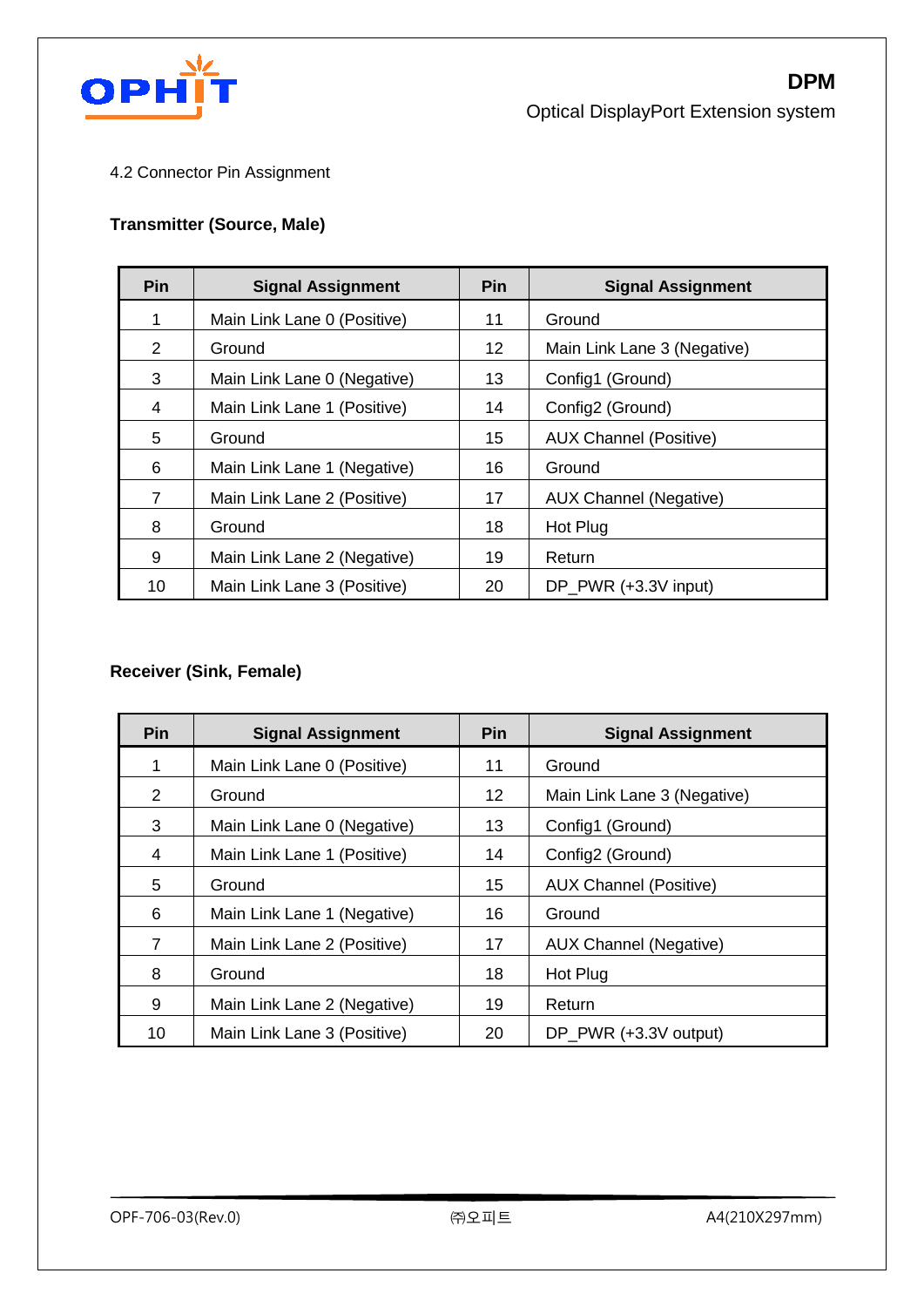4.2 Connector Pin Assignment

**Transmitter (Source, Male)**

| Pin | Signal Assignment | Pin | Signal Assignment |
|---|---|---|---|
| 1 | Main Link Lane 0 (Positive) | 11 | Ground |
| 2 | Ground | 12 | Main Link Lane 3 (Negative) |
| 3 | Main Link Lane 0 (Negative) | 13 | Config1 (Ground) |
| 4 | Main Link Lane 1 (Positive) | 14 | Config2 (Ground) |
| 5 | Ground | 15 | AUX Channel (Positive) |
| 6 | Main Link Lane 1 (Negative) | 16 | Ground |
| 7 | Main Link Lane 2 (Positive) | 17 | AUX Channel (Negative) |
| 8 | Ground | 18 | Hot Plug |
| 9 | Main Link Lane 2 (Negative) | 19 | Return |
| 10 | Main Link Lane 3 (Positive) | 20 | DP_PWR (+3.3V input) |

**Receiver (Sink, Female)**

| Pin | Signal Assignment | Pin | Signal Assignment |
|---|---|---|---|
| 1 | Main Link Lane 0 (Positive) | 11 | Ground |
| 2 | Ground | 12 | Main Link Lane 3 (Negative) |
| 3 | Main Link Lane 0 (Negative) | 13 | Config1 (Ground) |
| 4 | Main Link Lane 1 (Positive) | 14 | Config2 (Ground) |
| 5 | Ground | 15 | AUX Channel (Positive) |
| 6 | Main Link Lane 1 (Negative) | 16 | Ground |
| 7 | Main Link Lane 2 (Positive) | 17 | AUX Channel (Negative) |
| 8 | Ground | 18 | Hot Plug |
| 9 | Main Link Lane 2 (Negative) | 19 | Return |
| 10 | Main Link Lane 3 (Positive) | 20 | DP_PWR (+3.3V output) |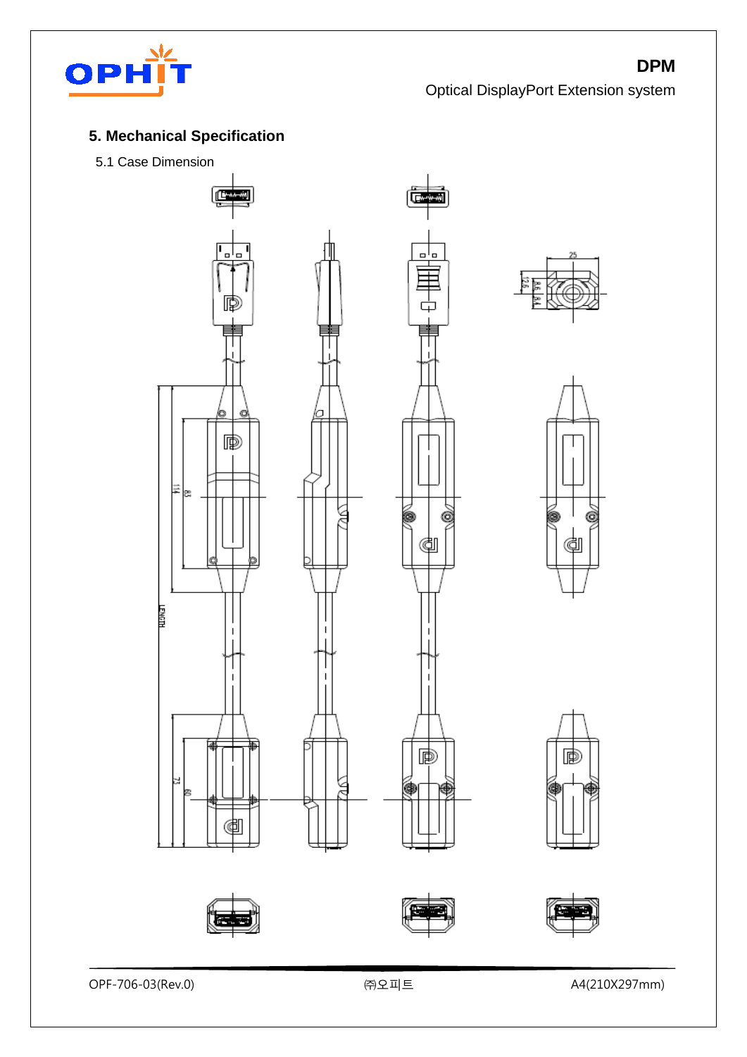## 5. Mechanical Specification

5.1 Case Dimension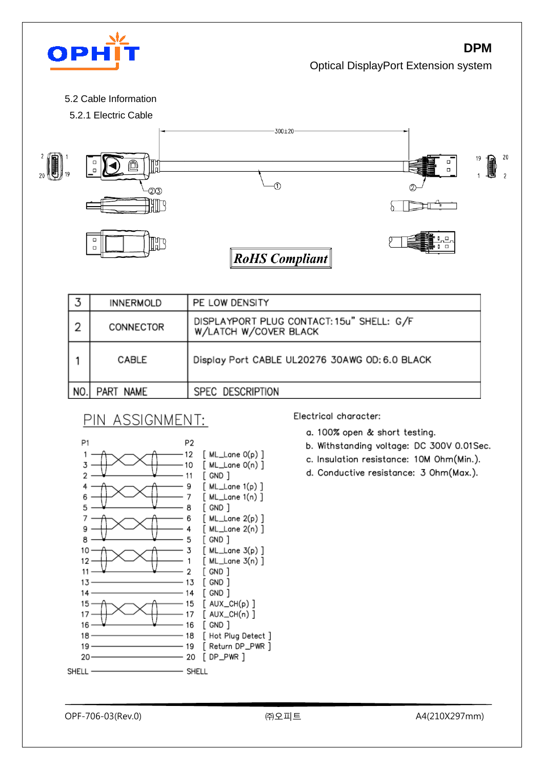## 5.2 Cable Information

### 5.2.1 Electric Cable

300±20

①

②③

②

RoHS Compliant

| NO. | PART NAME | SPEC DESCRIPTION |
|---|---|---|
| 3 | INNERMOLD | PE LOW DENSITY |
| 2 | CONNECTOR | DISPLAYPORT PLUG CONTACT: 15u" SHELL: G/F W/LATCH W/COVER BLACK |
| 1 | CABLE | Display Port CABLE UL20276 30AWG OD: 6.0 BLACK |

PIN ASSIGNMENT:

| P1 | P2 | Signal |
|---|---|---|
| 1 | 12 | [ ML_Lane 0(p) ] |
| 3 | 10 | [ ML_Lane 0(n) ] |
| 2 | 11 | [ GND ] |
| 4 | 9 | [ ML_Lane 1(p) ] |
| 6 | 7 | [ ML_Lane 1(n) ] |
| 5 | 8 | [ GND ] |
| 7 | 6 | [ ML_Lane 2(p) ] |
| 9 | 4 | [ ML_Lane 2(n) ] |
| 8 | 5 | [ GND ] |
| 10 | 3 | [ ML_Lane 3(p) ] |
| 12 | 1 | [ ML_Lane 3(n) ] |
| 11 | 2 | [ GND ] |
| 13 | 13 | [ GND ] |
| 14 | 14 | [ GND ] |
| 15 | 15 | [ AUX_CH(p) ] |
| 17 | 17 | [ AUX_CH(n) ] |
| 16 | 16 | [ GND ] |
| 18 | 18 | [ Hot Plug Detect ] |
| 19 | 19 | [ Return DP_PWR ] |
| 20 | 20 | [ DP_PWR ] |
| SHELL | SHELL | |

Electrical character:

a. 100% open & short testing.
b. Withstanding voltage: DC 300V 0.01Sec.
c. Insulation resistance: 10M Ohm(Min.).
d. Conductive resistance: 3 Ohm(Max.).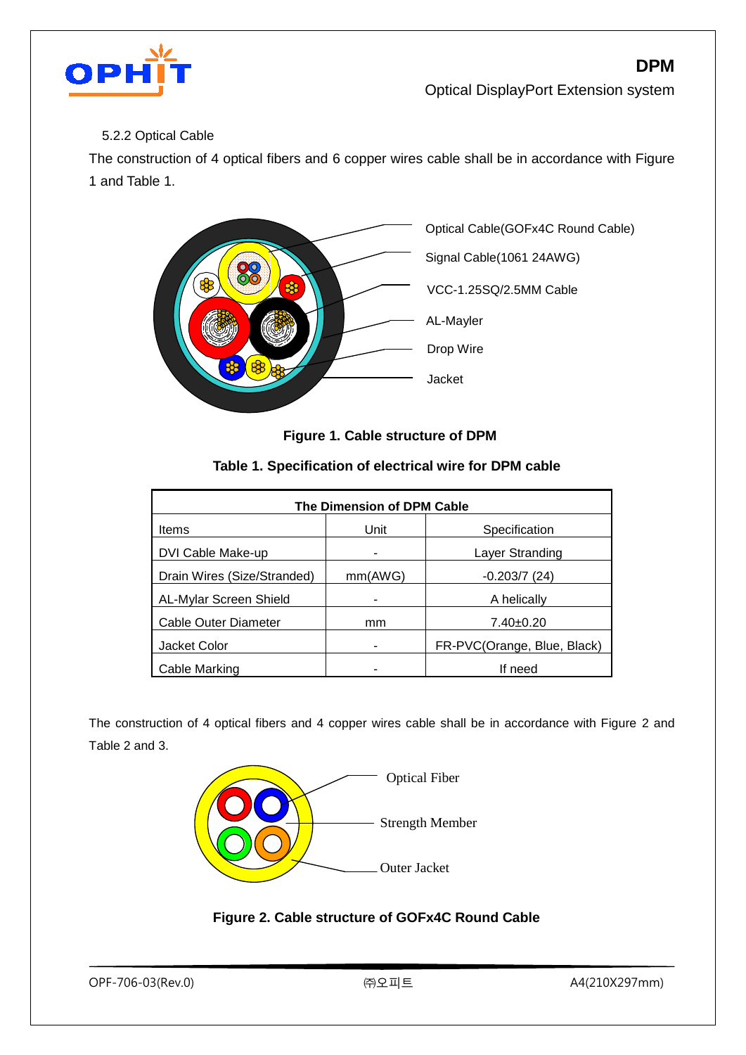5.2.2 Optical Cable

The construction of 4 optical fibers and 6 copper wires cable shall be in accordance with Figure 1 and Table 1.

Optical Cable(GOFx4C Round Cable)

Signal Cable(1061 24AWG)

VCC-1.25SQ/2.5MM Cable

AL-Mayler

Drop Wire

Jacket

**Figure 1. Cable structure of DPM**

**Table 1. Specification of electrical wire for DPM cable**

| The Dimension of DPM Cable | | |
|---|---|---|
| Items | Unit | Specification |
| DVI Cable Make-up | - | Layer Standing |
| Drain Wires (Size/Stranded) | mm(AWG) | -0.203/7 (24) |
| AL-Mylar Screen Shield | - | A helically |
| Cable Outer Diameter | mm | 7.40±0.20 |
| Jacket Color | - | FR-PVC(Orange, Blue, Black) |
| Cable Marking | - | If need |

The construction of 4 optical fibers and 4 copper wires cable shall be in accordance with Figure 2 and Table 2 and 3.

Optical Fiber

Strength Member

Outer Jacket

**Figure 2. Cable structure of GOFx4C Round Cable**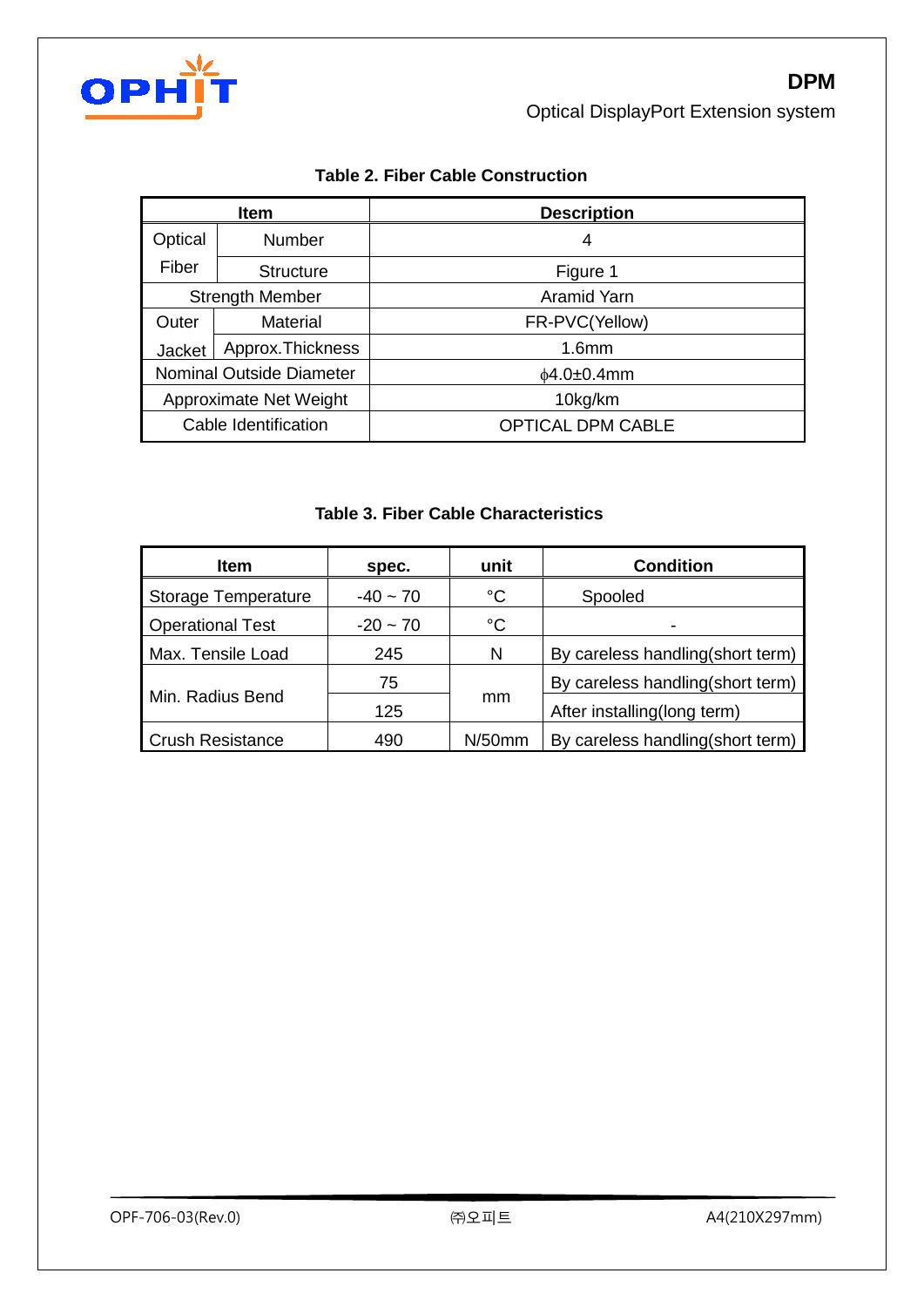**Table 2. Fiber Cable Construction**

| Item | | Description |
|---|---|---|
| Optical Fiber | Number | 4 |
| | Structure | Figure 1 |
| Strength Member | | Aramid Yarn |
| Outer Jacket | Material | FR-PVC(Yellow) |
| | Approx.Thickness | 1.6mm |
| Nominal Outside Diameter | | ϕ4.0±0.4mm |
| Approximate Net Weight | | 10kg/km |
| Cable Identification | | OPTICAL DPM CABLE |

**Table 3. Fiber Cable Characteristics**

| Item | spec. | unit | Condition |
|---|---|---|---|
| Storage Temperature | -40 ~ 70 | °C | Spooled |
| Operational Test | -20 ~ 70 | °C | - |
| Max. Tensile Load | 245 | N | By careless handling(short term) |
| Min. Radius Bend | 75 | mm | By careless handling(short term) |
| | 125 | | After installing(long term) |
| Crush Resistance | 490 | N/50mm | By careless handling(short term) |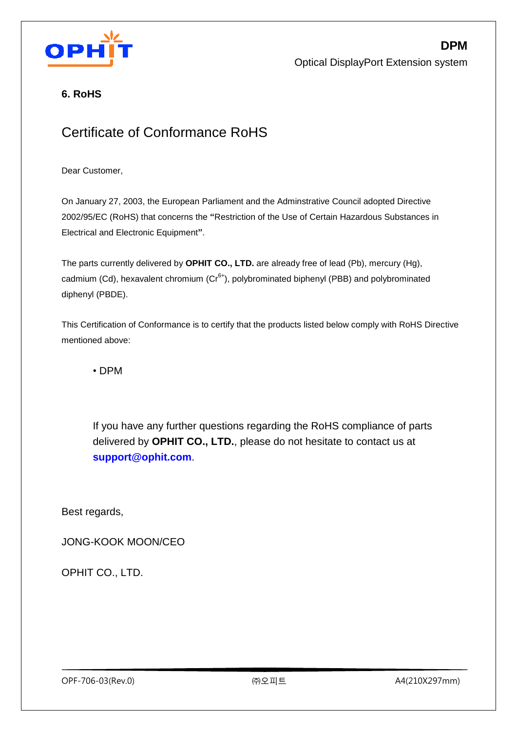## 6. RoHS

# Certificate of Conformance RoHS

Dear Customer,

On January 27, 2003, the European Parliament and the Adminstrative Council adopted Directive 2002/95/EC (RoHS) that concerns the **"**Restriction of the Use of Certain Hazardous Substances in Electrical and Electronic Equipment**"**.

The parts currently delivered by **OPHIT CO., LTD.** are already free of lead (Pb), mercury (Hg), cadmium (Cd), hexavalent chromium ($Cr^{6+}$), polybrominated biphenyl (PBB) and polybrominated diphenyl (PBDE).

This Certification of Conformance is to certify that the products listed below comply with RoHS Directive mentioned above:

- DPM

If you have any further questions regarding the RoHS compliance of parts delivered by **OPHIT CO., LTD.**, please do not hesitate to contact us at **support@ophit.com**.

Best regards,

JONG-KOOK MOON/CEO

OPHIT CO., LTD.